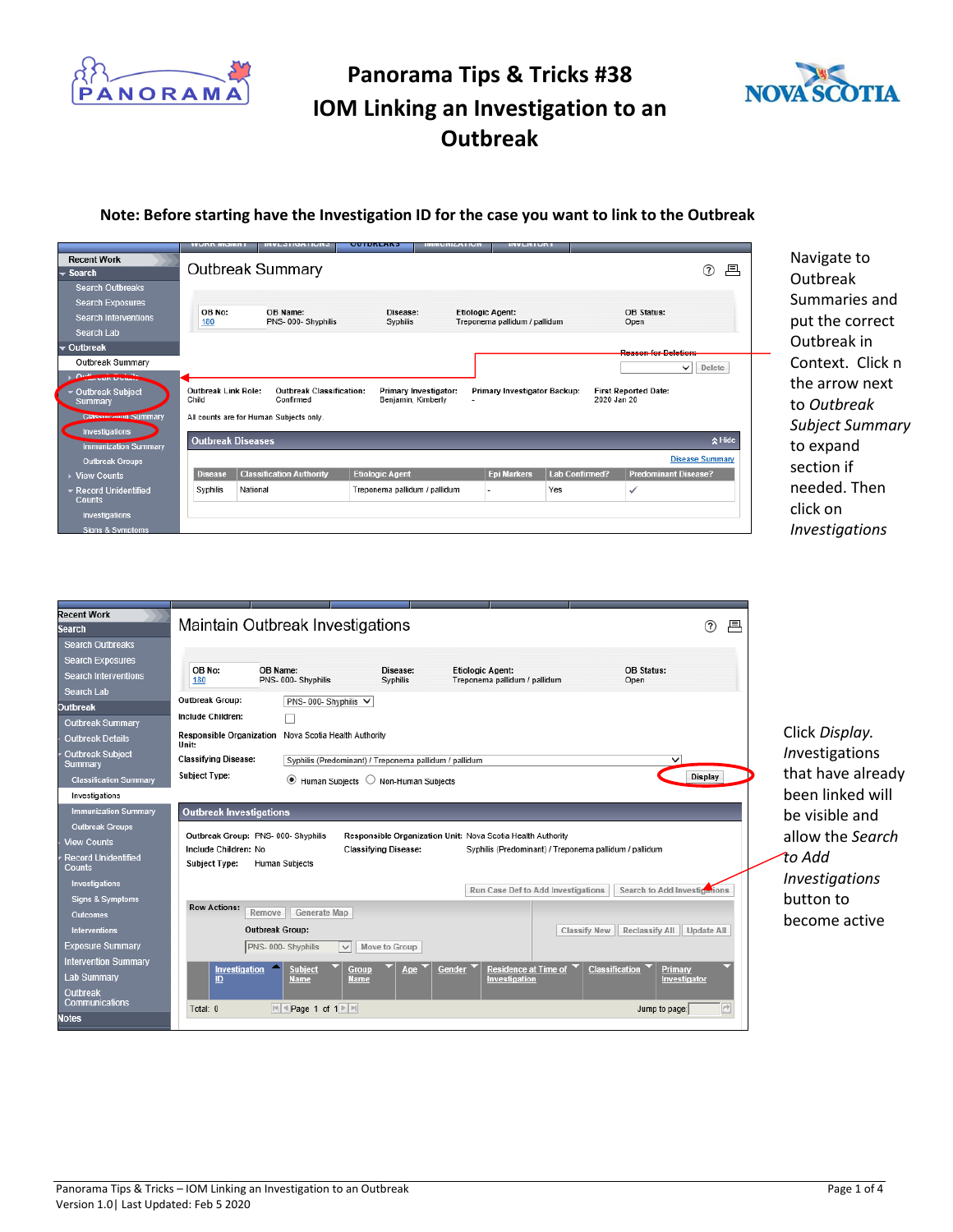# Panorama Tips & Tricks #38
# IOM Linking an Investigation to an Outbreak

**Note: Before starting have the Investigation ID for the case you want to link to the Outbreak**

Navigate to Outbreak Summaries and put the correct Outbreak in Context. Click n the arrow next to *Outbreak Subject Summary* to expand section if needed. Then click on *Investigations*

Click *Display*. *Investigations* that have already been linked will be visible and allow the *Search to Add Investigations* button to become active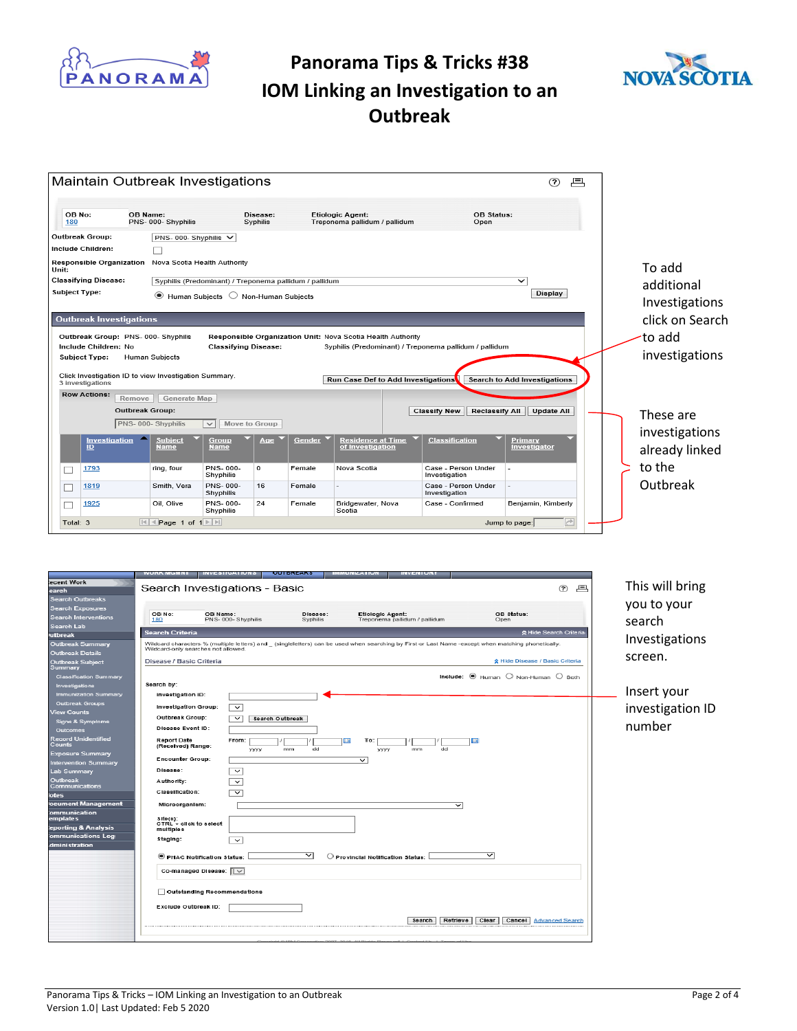# Panorama Tips & Tricks #38

# IOM Linking an Investigation to an Outbreak

## Maintain Outbreak Investigations

OB No: 180 | OB Name: PNS- 000- Shyphilis | Disease: Syphilis | Etiologic Agent: Treponema pallidum / pallidum | OB Status: Open

Outbreak Group: PNS- 000- Shyphilis

Include Children:

Responsible Organization Unit: Nova Scotia Health Authority

Classifying Disease: Syphilis (Predominant) / Treponema pallidum / pallidum

Subject Type: Human Subjects / Non-Human Subjects — Display

### Outbreak Investigations

Outbreak Group: PNS- 000- Shyphilis — Responsible Organization Unit: Nova Scotia Health Authority

Include Children: No — Classifying Disease: Syphilis (Predominant) / Treponema pallidum / pallidum

Subject Type: Human Subjects

Click Investigation ID to view Investigation Summary.
3 investigations

Run Case Def to Add Investigations | Search to Add Investigations

Row Actions: Remove | Generate Map

Outbreak Group: PNS- 000- Shyphilis — Move to Group

Classify New | Reclassify All | Update All

| Investigation ID | Subject Name | Group Name | Age | Gender | Residence at Time of Investigation | Classification | Primary Investigator |
|---|---|---|---|---|---|---|---|
| 1793 | ring, four | PNS- 000- Shyphilis | 0 | Female | Nova Scotia | Case - Person Under Investigation | - |
| 1819 | Smith, Vera | PNS- 000- Shyphilis | 16 | Female | - | Case - Person Under Investigation | - |
| 1925 | Oil, Olive | PNS- 000- Shyphilis | 24 | Female | Bridgewater, Nova Scotia | Case - Confirmed | Benjamin, Kimberly |

Total: 3 — Page 1 of 1 — Jump to page:

To add additional Investigations click on Search to add investigations

These are investigations already linked to the Outbreak

## Search Investigations - Basic

OB No: 180 | OB Name: PNS- 000- Shyphilis | Disease: Syphilis | Etiologic Agent: Treponema pallidum / pallidum | OB Status: Open

Search Criteria

Wildcard characters: % (multiple letters) and _ (singleletters) can be used when searching by First or Last Name -except when matching phonetically. Wildcard-only searches not allowed.

Disease / Basic Criteria

Include: Human / Non-Human / Both

Search by:

- Investigation ID:
- Investigation Group:
- Outbreak Group: — Search Outbreak
- Disease Event ID:
- Report Date (Received) Range: From: yyyy / mm / dd To: yyyy / mm / dd
- Encounter Group:
- Disease:
- Authority:
- Classification:
- Microorganism:
- Site(s): CTRL + click to select multiples
- Staging:
- PHAC Notification Status: / Provincial Notification Status:
- Co-managed Disease:
- Outstanding Recommendations
- Exclude Outbreak ID:

Search | Retrieve | Clear | Cancel | Advanced Search

This will bring you to your search Investigations screen.

Insert your investigation ID number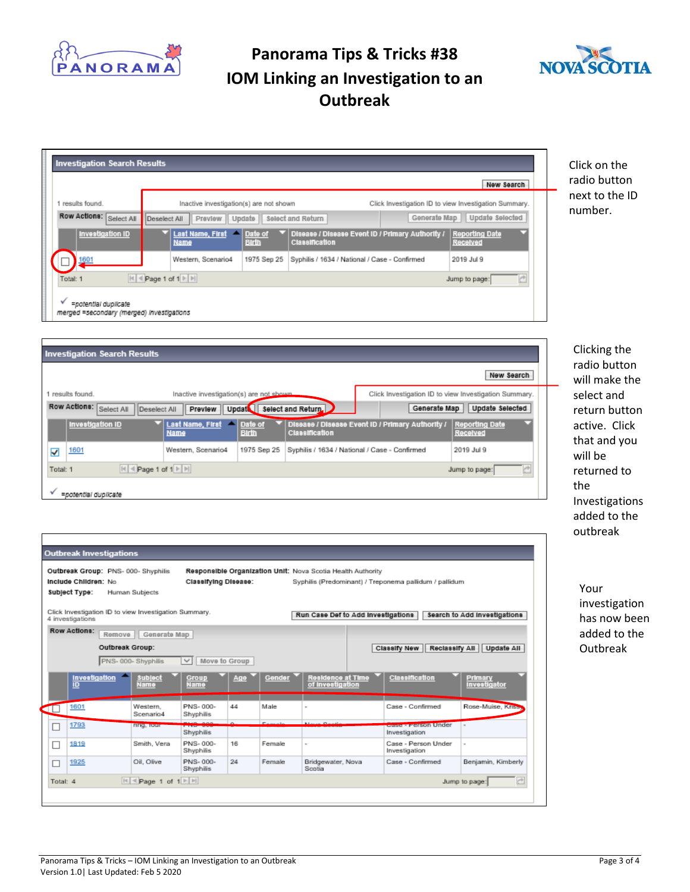# Panorama Tips & Tricks #38
# IOM Linking an Investigation to an Outbreak

**Investigation Search Results**

New Search

1 results found. Inactive investigation(s) are not shown. Click Investigation ID to view Investigation Summary.

Row Actions: Select All | Deselect All | Preview | Update | Select and Return | Generate Map | Update Selected

| | Investigation ID | Last Name, First Name | Date of Birth | Disease / Disease Event ID / Primary Authority / Classification | Reporting Date Received |
|---|---|---|---|---|---|
| ☐ | 1601 | Western, Scenario4 | 1975 Sep 25 | Syphilis / 1634 / National / Case - Confirmed | 2019 Jul 9 |

Total: 1 Page 1 of 1 Jump to page:

✓ =potential duplicate
merged =secondary (merged) investigations

Click on the radio button next to the ID number.

**Investigation Search Results**

New Search

1 results found. Inactive investigation(s) are not shown. Click Investigation ID to view Investigation Summary.

Row Actions: Select All | Deselect All | Preview | Update | Select and Return | Generate Map | Update Selected

| | Investigation ID | Last Name, First Name | Date of Birth | Disease / Disease Event ID / Primary Authority / Classification | Reporting Date Received |
|---|---|---|---|---|---|
| ☑ | 1601 | Western, Scenario4 | 1975 Sep 25 | Syphilis / 1634 / National / Case - Confirmed | 2019 Jul 9 |

Total: 1 Page 1 of 1 Jump to page:

✓ =potential duplicate

Clicking the radio button will make the select and return button active. Click that and you will be returned to the Investigations added to the outbreak

**Outbreak Investigations**

**Outbreak Group:** PNS- 000- Shyphilis **Responsible Organization Unit:** Nova Scotia Health Authority
**Include Children:** No **Classifying Disease:** Syphilis (Predominant) / Treponema pallidum / pallidum
**Subject Type:** Human Subjects

Click Investigation ID to view Investigation Summary.
4 investigations

Run Case Def to Add Investigations | Search to Add Investigations

Row Actions: Remove | Generate Map
Outbreak Group: PNS- 000- Shyphilis | Move to Group
Classify New | Reclassify All | Update All

| | Investigation ID | Subject Name | Group Name | Age | Gender | Residence at Time of Investigation | Classification | Primary Investigator |
|---|---|---|---|---|---|---|---|---|
| ☐ | 1601 | Western, Scenario4 | PNS- 000- Shyphilis | 44 | Male | - | Case - Confirmed | Rose-Muise, Krista |
| ☐ | 1793 | Ring, Tour | PNS- 000- Shyphilis | 0 | Female | Nova Scotia | Case - Person Under Investigation | - |
| ☐ | 1819 | Smith, Vera | PNS- 000- Shyphilis | 16 | Female | - | Case - Person Under Investigation | - |
| ☐ | 1925 | Oil, Olive | PNS- 000- Shyphilis | 24 | Female | Bridgewater, Nova Scotia | Case - Confirmed | Benjamin, Kimberly |

Total: 4 Page 1 of 1 Jump to page:

Your investigation has now been added to the Outbreak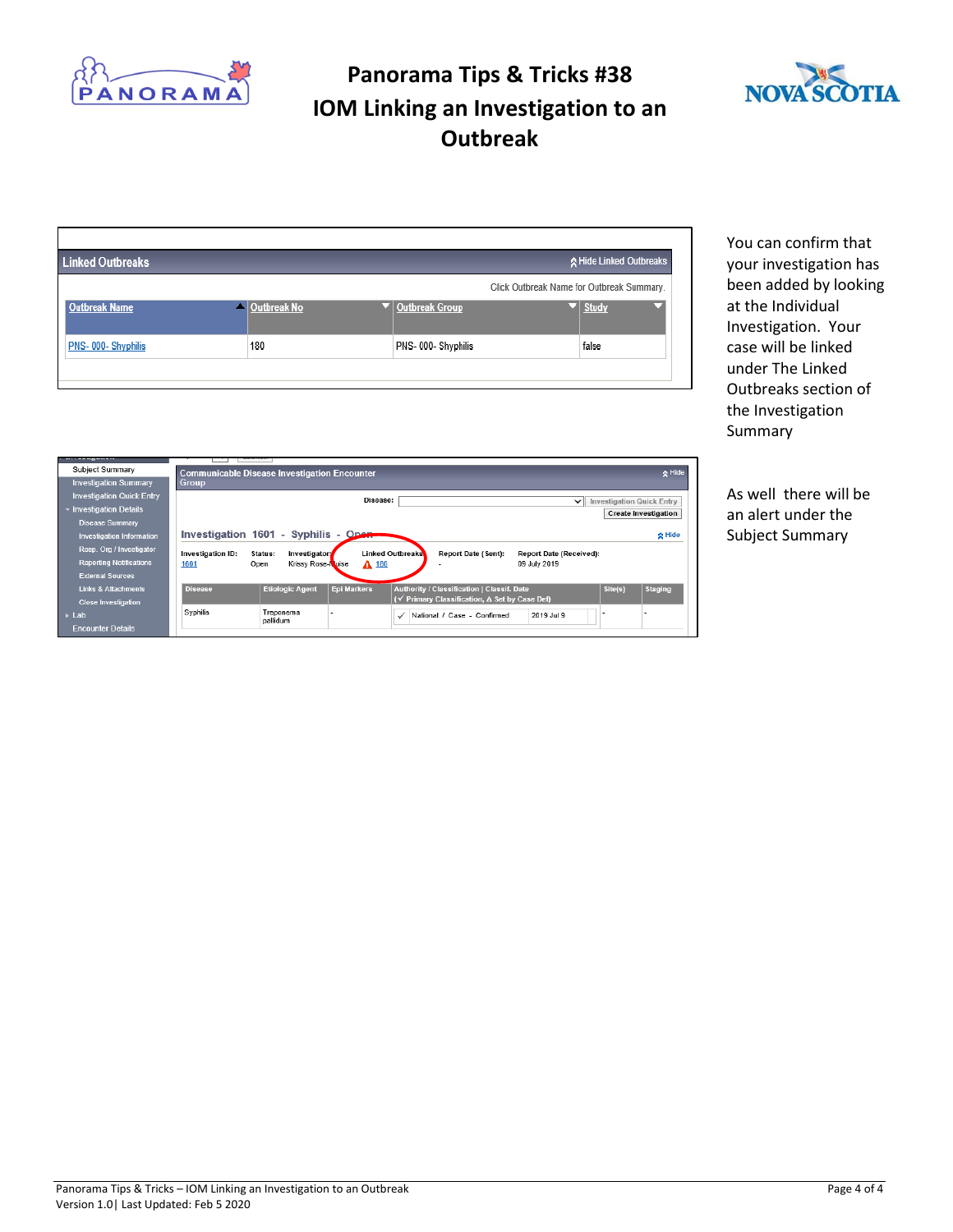# Panorama Tips & Tricks #38
# IOM Linking an Investigation to an Outbreak

**Linked Outbreaks**

Click Outbreak Name for Outbreak Summary.

| Outbreak Name | Outbreak No | Outbreak Group | Study |
|---|---|---|---|
| PNS- 000- Shyphilis | 180 | PNS- 000- Shyphilis | false |

You can confirm that your investigation has been added by looking at the Individual Investigation. Your case will be linked under The Linked Outbreaks section of the Investigation Summary

**Communicable Disease Investigation Encounter Group**

Investigation 1601 - Syphilis - Open

| Investigation ID: | Status: | Investigator: | Linked Outbreaks | Report Date (Sent): | Report Date (Received): |
|---|---|---|---|---|---|
| 1601 | Open | Krissy Rose-Louise | 180 | - | 09 July 2019 |

| Disease | Etiologic Agent | Epi Markers | Authority / Classification \| Classif. Date | Site(s) | Staging |
|---|---|---|---|---|---|
| Syphilis | Treponema pallidum | - | National / Case - Confirmed 2019 Jul 9 | - | - |

As well there will be an alert under the Subject Summary